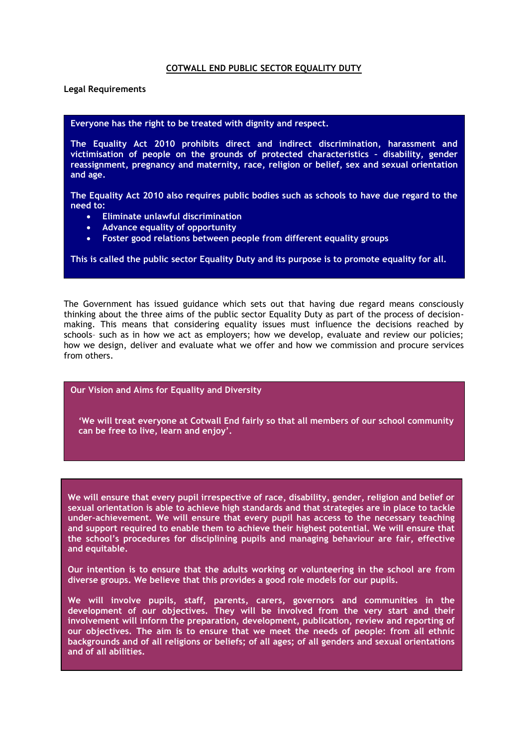# COTWALL END PUBLIC SECTOR EQUALITY DUTY

**Legal Requirements**

**Everyone has the right to be treated with dignity and respect.**

**The Equality Act 2010 prohibits direct and indirect discrimination, harassment and victimisation of people on the grounds of protected characteristics – disability, gender reassignment, pregnancy and maternity, race, religion or belief, sex and sexual orientation and age.**

**The Equality Act 2010 also requires public bodies such as schools to have due regard to the need to:**

- **Eliminate unlawful discrimination**
- **Advance equality of opportunity**
- **Foster good relations between people from different equality groups**

**This is called the public sector Equality Duty and its purpose is to promote equality for all.**

The Government has issued guidance which sets out that having due regard means consciously thinking about the three aims of the public sector Equality Duty as part of the process of decision-making. This means that considering equality issues must influence the decisions reached by schools– such as in how we act as employers; how we develop, evaluate and review our policies; how we design, deliver and evaluate what we offer and how we commission and procure services from others.

**Our Vision and Aims for Equality and Diversity**

**'We will treat everyone at Cotwall End fairly so that all members of our school community can be free to live, learn and enjoy'.**

**We will ensure that every pupil irrespective of race, disability, gender, religion and belief or sexual orientation is able to achieve high standards and that strategies are in place to tackle under-achievement. We will ensure that every pupil has access to the necessary teaching and support required to enable them to achieve their highest potential. We will ensure that the school's procedures for disciplining pupils and managing behaviour are fair, effective and equitable.**

**Our intention is to ensure that the adults working or volunteering in the school are from diverse groups. We believe that this provides a good role models for our pupils.**

**We will involve pupils, staff, parents, carers, governors and communities in the development of our objectives. They will be involved from the very start and their involvement will inform the preparation, development, publication, review and reporting of our objectives. The aim is to ensure that we meet the needs of people: from all ethnic backgrounds and of all religions or beliefs; of all ages; of all genders and sexual orientations and of all abilities.**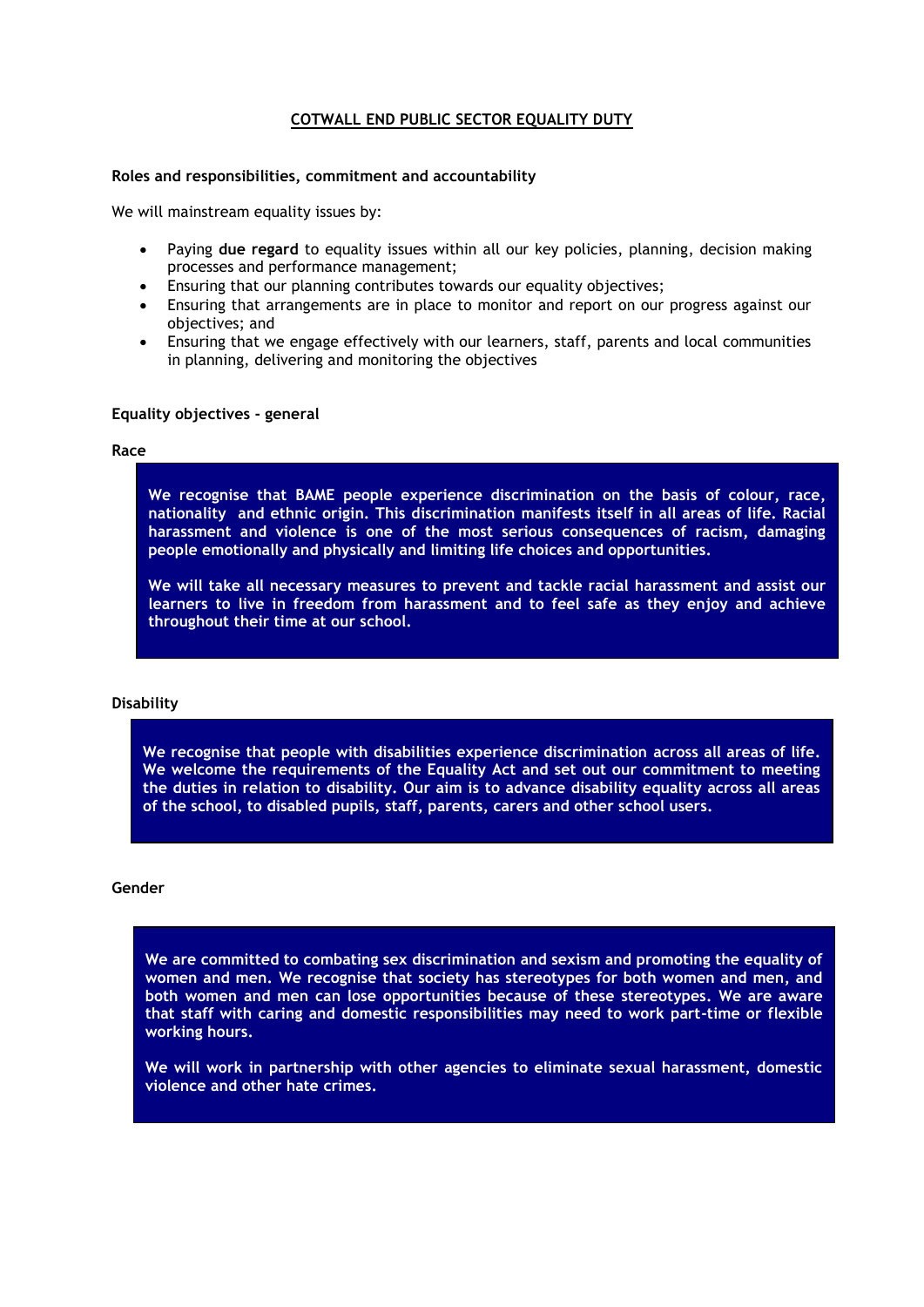# COTWALL END PUBLIC SECTOR EQUALITY DUTY

## Roles and responsibilities, commitment and accountability

We will mainstream equality issues by:

- Paying **due regard** to equality issues within all our key policies, planning, decision making processes and performance management;
- Ensuring that our planning contributes towards our equality objectives;
- Ensuring that arrangements are in place to monitor and report on our progress against our objectives; and
- Ensuring that we engage effectively with our learners, staff, parents and local communities in planning, delivering and monitoring the objectives

## Equality objectives - general

### Race

**We recognise that BAME people experience discrimination on the basis of colour, race, nationality and ethnic origin. This discrimination manifests itself in all areas of life. Racial harassment and violence is one of the most serious consequences of racism, damaging people emotionally and physically and limiting life choices and opportunities.**

**We will take all necessary measures to prevent and tackle racial harassment and assist our learners to live in freedom from harassment and to feel safe as they enjoy and achieve throughout their time at our school.**

### Disability

**We recognise that people with disabilities experience discrimination across all areas of life. We welcome the requirements of the Equality Act and set out our commitment to meeting the duties in relation to disability. Our aim is to advance disability equality across all areas of the school, to disabled pupils, staff, parents, carers and other school users.**

### Gender

**We are committed to combating sex discrimination and sexism and promoting the equality of women and men. We recognise that society has stereotypes for both women and men, and both women and men can lose opportunities because of these stereotypes. We are aware that staff with caring and domestic responsibilities may need to work part-time or flexible working hours.**

**We will work in partnership with other agencies to eliminate sexual harassment, domestic violence and other hate crimes.**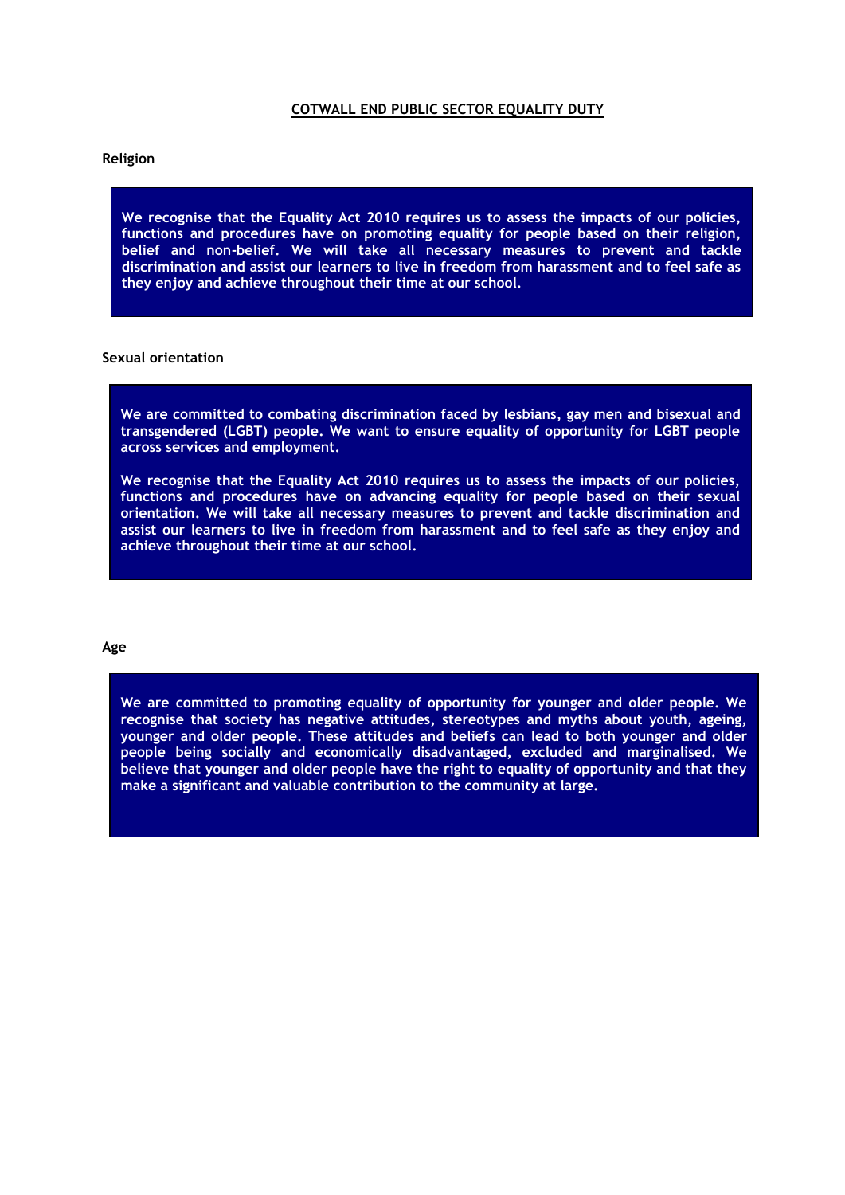# COTWALL END PUBLIC SECTOR EQUALITY DUTY

**Religion**

**We recognise that the Equality Act 2010 requires us to assess the impacts of our policies, functions and procedures have on promoting equality for people based on their religion, belief and non-belief. We will take all necessary measures to prevent and tackle discrimination and assist our learners to live in freedom from harassment and to feel safe as they enjoy and achieve throughout their time at our school.**

**Sexual orientation**

**We are committed to combating discrimination faced by lesbians, gay men and bisexual and transgendered (LGBT) people. We want to ensure equality of opportunity for LGBT people across services and employment.**

**We recognise that the Equality Act 2010 requires us to assess the impacts of our policies, functions and procedures have on advancing equality for people based on their sexual orientation. We will take all necessary measures to prevent and tackle discrimination and assist our learners to live in freedom from harassment and to feel safe as they enjoy and achieve throughout their time at our school.**

**Age**

**We are committed to promoting equality of opportunity for younger and older people. We recognise that society has negative attitudes, stereotypes and myths about youth, ageing, younger and older people. These attitudes and beliefs can lead to both younger and older people being socially and economically disadvantaged, excluded and marginalised. We believe that younger and older people have the right to equality of opportunity and that they make a significant and valuable contribution to the community at large.**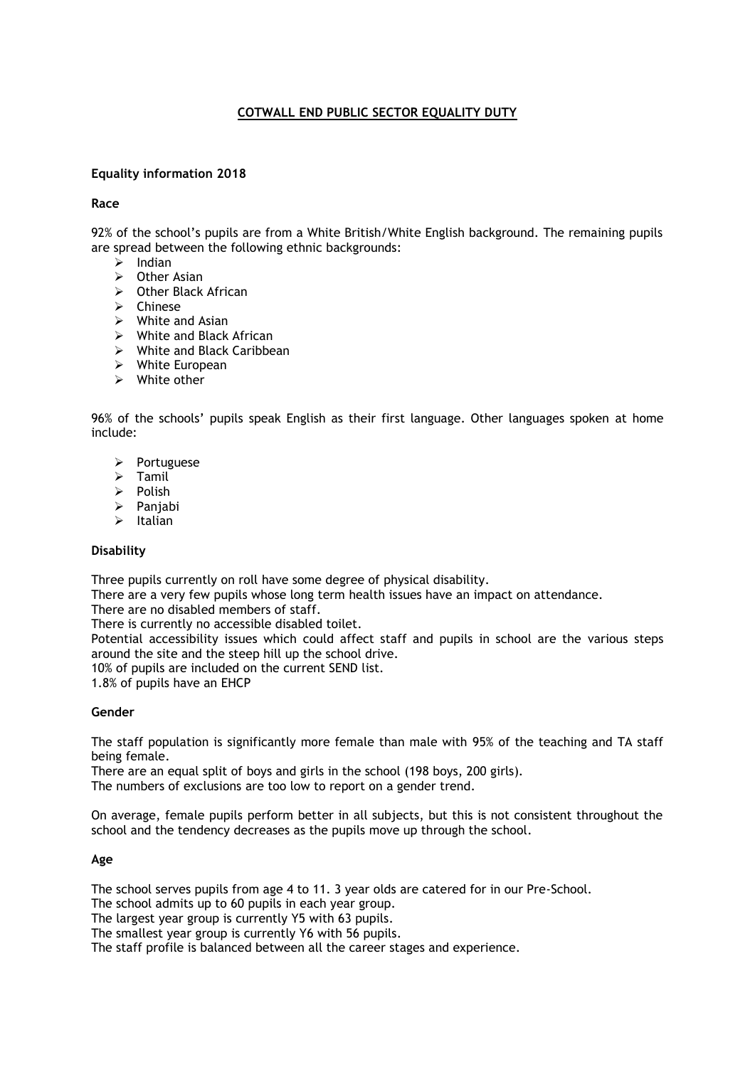# COTWALL END PUBLIC SECTOR EQUALITY DUTY

## Equality information 2018

### Race

92% of the school's pupils are from a White British/White English background. The remaining pupils are spread between the following ethnic backgrounds:

- Indian
- Other Asian
- Other Black African
- Chinese
- White and Asian
- White and Black African
- White and Black Caribbean
- White European
- White other

96% of the schools' pupils speak English as their first language. Other languages spoken at home include:

- Portuguese
- Tamil
- Polish
- Panjabi
- Italian

### Disability

Three pupils currently on roll have some degree of physical disability.
There are a very few pupils whose long term health issues have an impact on attendance.
There are no disabled members of staff.
There is currently no accessible disabled toilet.
Potential accessibility issues which could affect staff and pupils in school are the various steps around the site and the steep hill up the school drive.
10% of pupils are included on the current SEND list.
1.8% of pupils have an EHCP

### Gender

The staff population is significantly more female than male with 95% of the teaching and TA staff being female.
There are an equal split of boys and girls in the school (198 boys, 200 girls).
The numbers of exclusions are too low to report on a gender trend.

On average, female pupils perform better in all subjects, but this is not consistent throughout the school and the tendency decreases as the pupils move up through the school.

### Age

The school serves pupils from age 4 to 11. 3 year olds are catered for in our Pre-School.
The school admits up to 60 pupils in each year group.
The largest year group is currently Y5 with 63 pupils.
The smallest year group is currently Y6 with 56 pupils.
The staff profile is balanced between all the career stages and experience.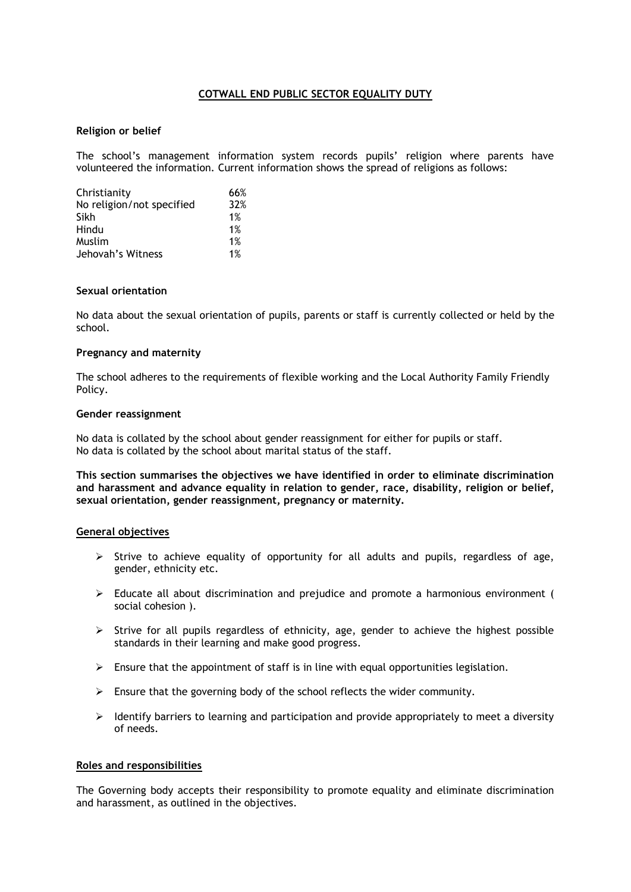## COTWALL END PUBLIC SECTOR EQUALITY DUTY

**Religion or belief**

The school's management information system records pupils' religion where parents have volunteered the information. Current information shows the spread of religions as follows:

| | |
|---|---|
| Christianity | 66% |
| No religion/not specified | 32% |
| Sikh | 1% |
| Hindu | 1% |
| Muslim | 1% |
| Jehovah's Witness | 1% |

**Sexual orientation**

No data about the sexual orientation of pupils, parents or staff is currently collected or held by the school.

**Pregnancy and maternity**

The school adheres to the requirements of flexible working and the Local Authority Family Friendly Policy.

**Gender reassignment**

No data is collated by the school about gender reassignment for either for pupils or staff.
No data is collated by the school about marital status of the staff.

**This section summarises the objectives we have identified in order to eliminate discrimination and harassment and advance equality in relation to gender, race, disability, religion or belief, sexual orientation, gender reassignment, pregnancy or maternity.**

**General objectives**

- Strive to achieve equality of opportunity for all adults and pupils, regardless of age, gender, ethnicity etc.
- Educate all about discrimination and prejudice and promote a harmonious environment ( social cohesion ).
- Strive for all pupils regardless of ethnicity, age, gender to achieve the highest possible standards in their learning and make good progress.
- Ensure that the appointment of staff is in line with equal opportunities legislation.
- Ensure that the governing body of the school reflects the wider community.
- Identify barriers to learning and participation and provide appropriately to meet a diversity of needs.

**Roles and responsibilities**

The Governing body accepts their responsibility to promote equality and eliminate discrimination and harassment, as outlined in the objectives.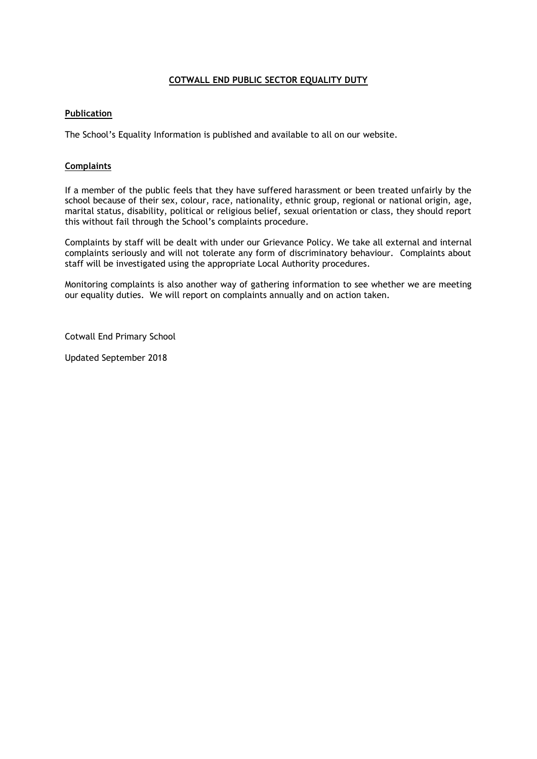## COTWALL END PUBLIC SECTOR EQUALITY DUTY

### Publication

The School's Equality Information is published and available to all on our website.

### Complaints

If a member of the public feels that they have suffered harassment or been treated unfairly by the school because of their sex, colour, race, nationality, ethnic group, regional or national origin, age, marital status, disability, political or religious belief, sexual orientation or class, they should report this without fail through the School's complaints procedure.

Complaints by staff will be dealt with under our Grievance Policy. We take all external and internal complaints seriously and will not tolerate any form of discriminatory behaviour. Complaints about staff will be investigated using the appropriate Local Authority procedures.

Monitoring complaints is also another way of gathering information to see whether we are meeting our equality duties. We will report on complaints annually and on action taken.

Cotwall End Primary School

Updated September 2018